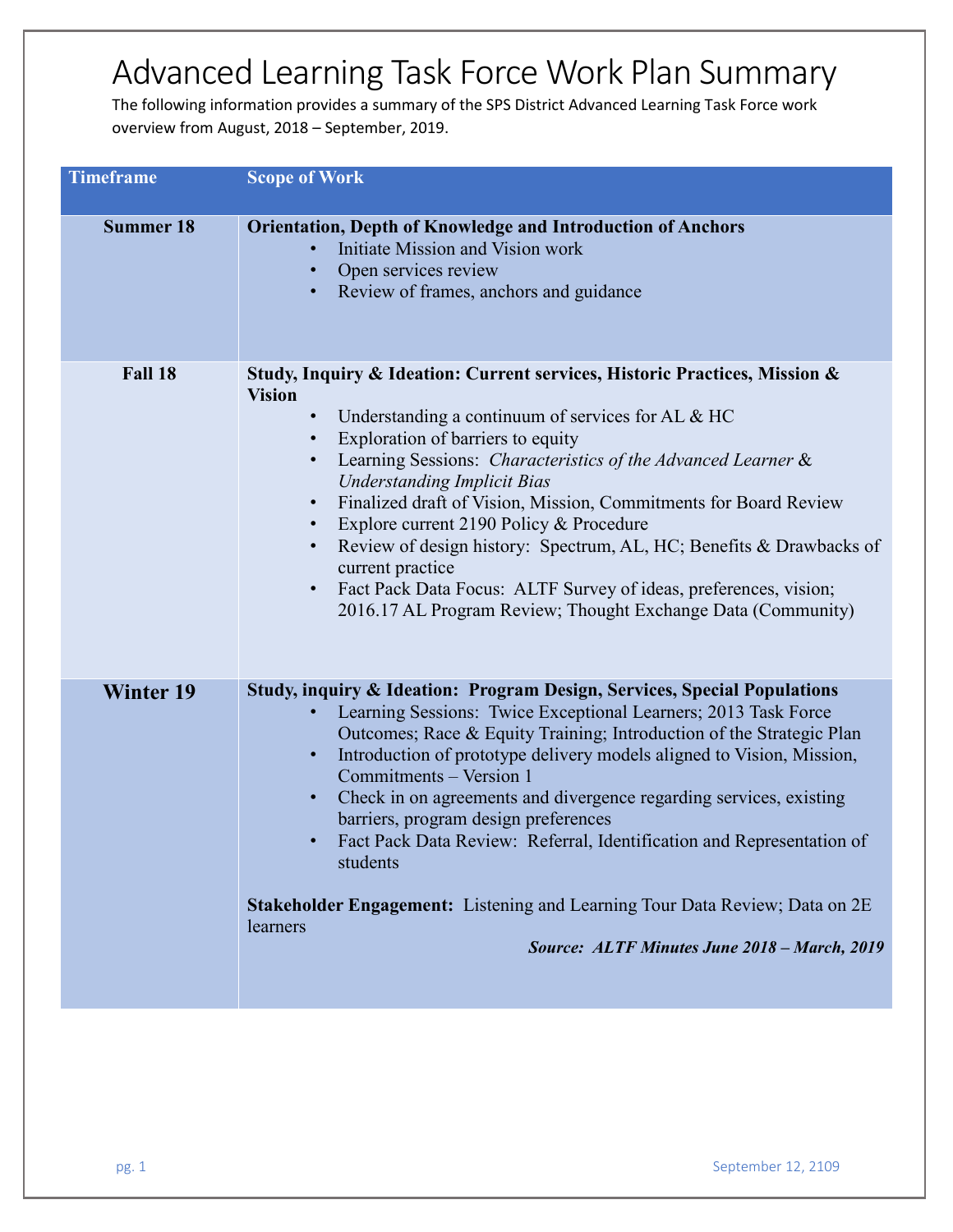# Advanced Learning Task Force Work Plan Summary

The following information provides a summary of the SPS District Advanced Learning Task Force work overview from August, 2018 – September, 2019.

| Timeframe | Scope of Work |
|---|---|
| **Summer 18** | **Orientation, Depth of Knowledge and Introduction of Anchors**<br>• Initiate Mission and Vision work<br>• Open services review<br>• Review of frames, anchors and guidance |
| **Fall 18** | **Study, Inquiry & Ideation: Current services, Historic Practices, Mission & Vision**<br>• Understanding a continuum of services for AL & HC<br>• Exploration of barriers to equity<br>• Learning Sessions: *Characteristics of the Advanced Learner* & *Understanding Implicit Bias*<br>• Finalized draft of Vision, Mission, Commitments for Board Review<br>• Explore current 2190 Policy & Procedure<br>• Review of design history: Spectrum, AL, HC; Benefits & Drawbacks of current practice<br>• Fact Pack Data Focus: ALTF Survey of ideas, preferences, vision; 2016.17 AL Program Review; Thought Exchange Data (Community) |
| **Winter 19** | **Study, inquiry & Ideation: Program Design, Services, Special Populations**<br>• Learning Sessions: Twice Exceptional Learners; 2013 Task Force Outcomes; Race & Equity Training; Introduction of the Strategic Plan<br>• Introduction of prototype delivery models aligned to Vision, Mission, Commitments – Version 1<br>• Check in on agreements and divergence regarding services, existing barriers, program design preferences<br>• Fact Pack Data Review: Referral, Identification and Representation of students<br><br>**Stakeholder Engagement:** Listening and Learning Tour Data Review; Data on 2E learners<br><br>***Source: ALTF Minutes June 2018 – March, 2019*** |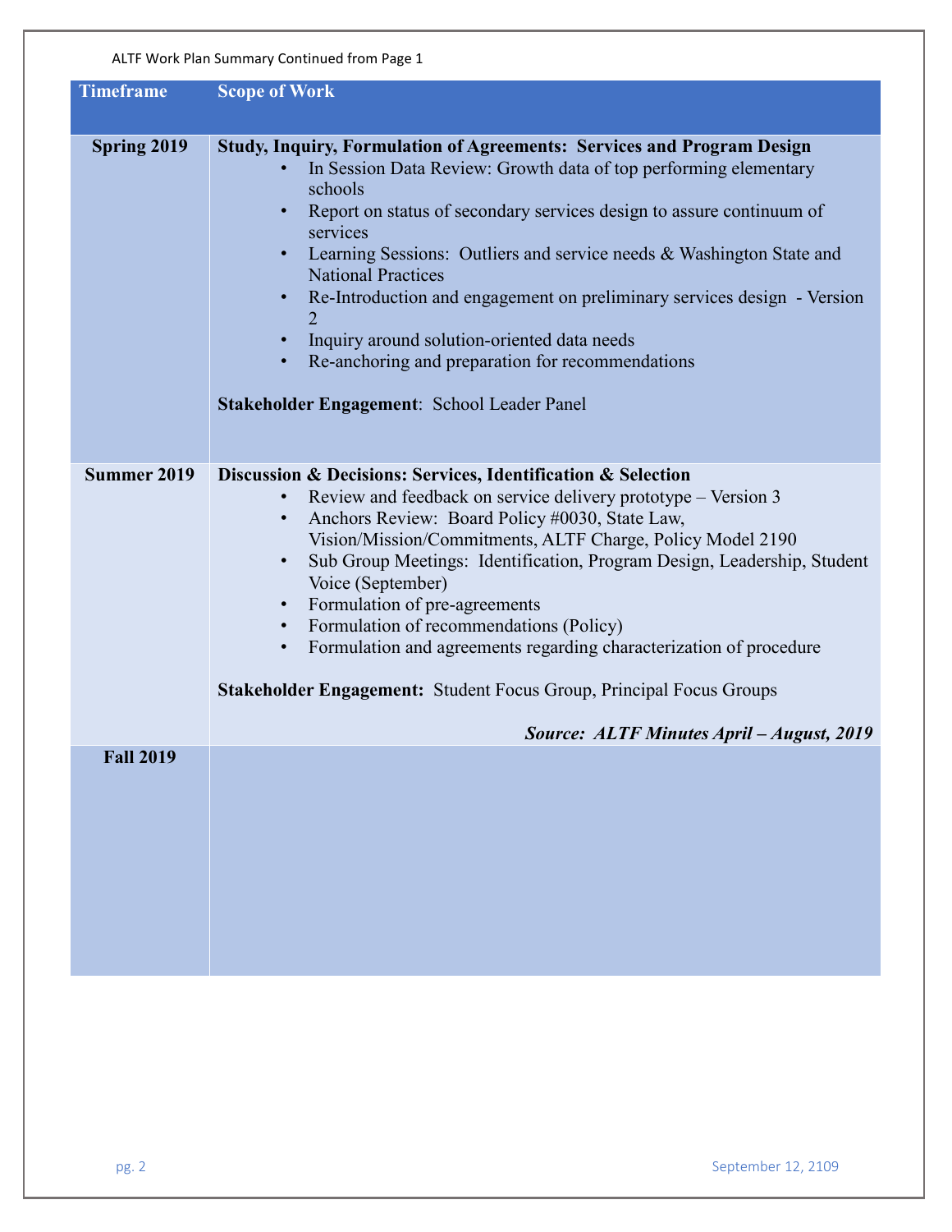ALTF Work Plan Summary Continued from Page 1

| Timeframe | Scope of Work |
|---|---|
| **Spring 2019** | **Study, Inquiry, Formulation of Agreements: Services and Program Design**<br>• In Session Data Review: Growth data of top performing elementary schools<br>• Report on status of secondary services design to assure continuum of services<br>• Learning Sessions: Outliers and service needs & Washington State and National Practices<br>• Re-Introduction and engagement on preliminary services design - Version 2<br>• Inquiry around solution-oriented data needs<br>• Re-anchoring and preparation for recommendations<br><br>**Stakeholder Engagement**: School Leader Panel |
| **Summer 2019** | **Discussion & Decisions: Services, Identification & Selection**<br>• Review and feedback on service delivery prototype – Version 3<br>• Anchors Review: Board Policy #0030, State Law, Vision/Mission/Commitments, ALTF Charge, Policy Model 2190<br>• Sub Group Meetings: Identification, Program Design, Leadership, Student Voice (September)<br>• Formulation of pre-agreements<br>• Formulation of recommendations (Policy)<br>• Formulation and agreements regarding characterization of procedure<br><br>**Stakeholder Engagement:** Student Focus Group, Principal Focus Groups<br><br>***Source: ALTF Minutes April – August, 2019*** |
| **Fall 2019** | |

September 12, 2109